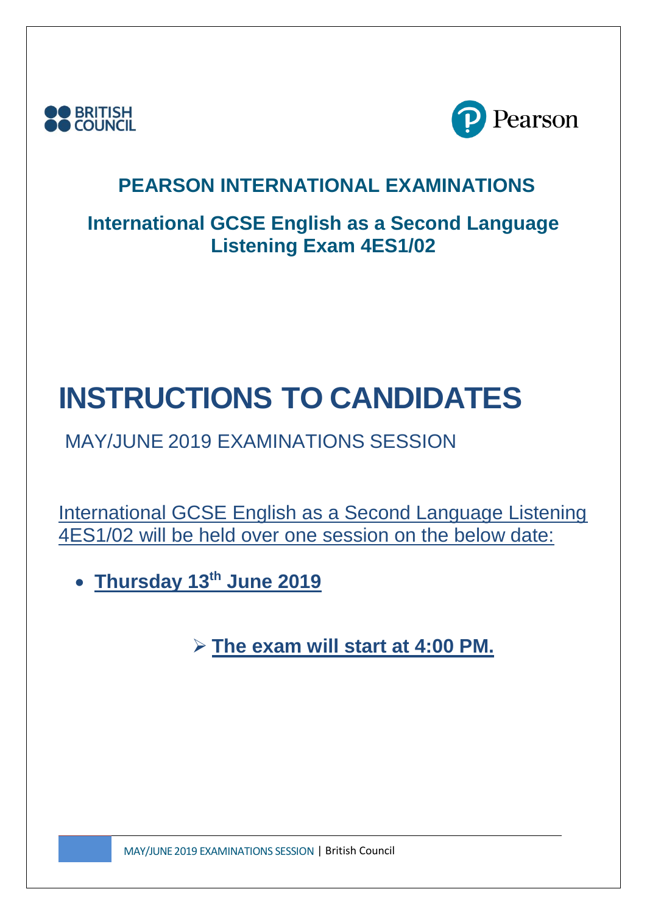BRITISH COUNCIL

Pearson

## PEARSON INTERNATIONAL EXAMINATIONS

### International GCSE English as a Second Language Listening Exam 4ES1/02

# INSTRUCTIONS TO CANDIDATES

MAY/JUNE 2019 EXAMINATIONS SESSION

International GCSE English as a Second Language Listening 4ES1/02 will be held over one session on the below date:

- **Thursday 13th June 2019**

  - **The exam will start at 4:00 PM.**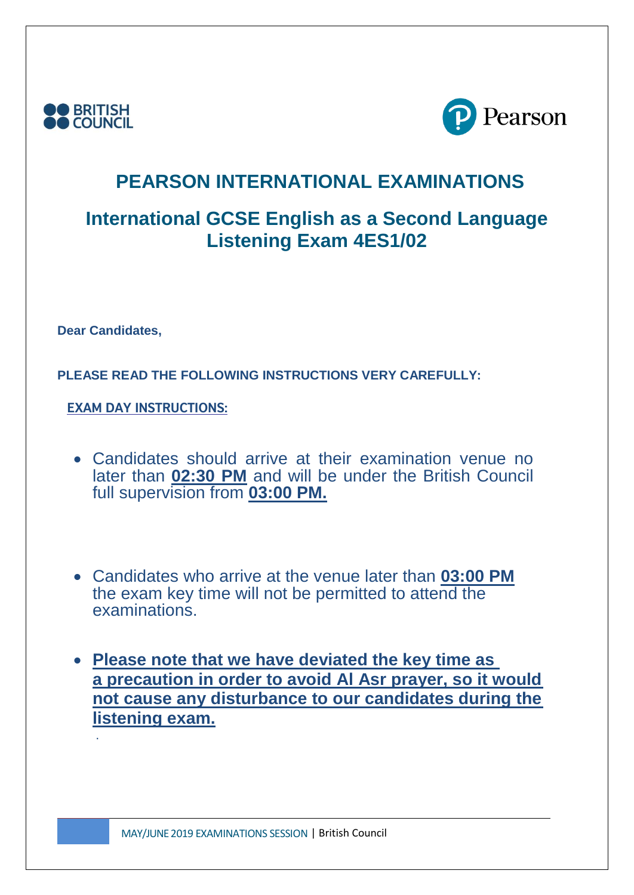# PEARSON INTERNATIONAL EXAMINATIONS

## International GCSE English as a Second Language Listening Exam 4ES1/02

**Dear Candidates,**

**PLEASE READ THE FOLLOWING INSTRUCTIONS VERY CAREFULLY:**

**EXAM DAY INSTRUCTIONS:**

- Candidates should arrive at their examination venue no later than **02:30 PM** and will be under the British Council full supervision from **03:00 PM.**

- Candidates who arrive at the venue later than **03:00 PM** the exam key time will not be permitted to attend the examinations.

- **Please note that we have deviated the key time as a precaution in order to avoid Al Asr prayer, so it would not cause any disturbance to our candidates during the listening exam.**

.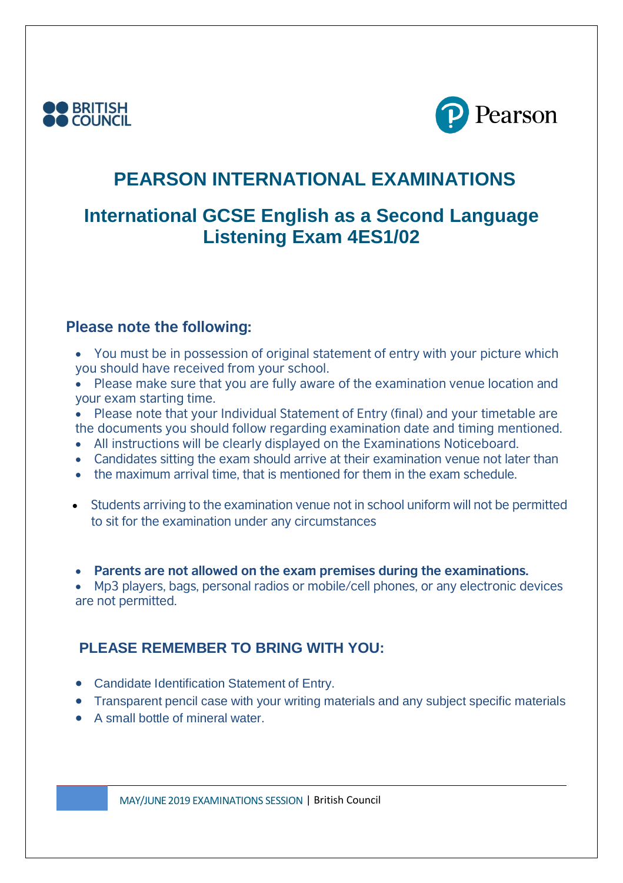# PEARSON INTERNATIONAL EXAMINATIONS

## International GCSE English as a Second Language Listening Exam 4ES1/02

### Please note the following:

- You must be in possession of original statement of entry with your picture which you should have received from your school.
- Please make sure that you are fully aware of the examination venue location and your exam starting time.
- Please note that your Individual Statement of Entry (final) and your timetable are the documents you should follow regarding examination date and timing mentioned.
- All instructions will be clearly displayed on the Examinations Noticeboard.
- Candidates sitting the exam should arrive at their examination venue not later than
- the maximum arrival time, that is mentioned for them in the exam schedule.

- Students arriving to the examination venue not in school uniform will not be permitted to sit for the examination under any circumstances

- **Parents are not allowed on the exam premises during the examinations.**
- Mp3 players, bags, personal radios or mobile/cell phones, or any electronic devices are not permitted.

### PLEASE REMEMBER TO BRING WITH YOU:

- Candidate Identification Statement of Entry.
- Transparent pencil case with your writing materials and any subject specific materials
- A small bottle of mineral water.

MAY/JUNE 2019 EXAMINATIONS SESSION | British Council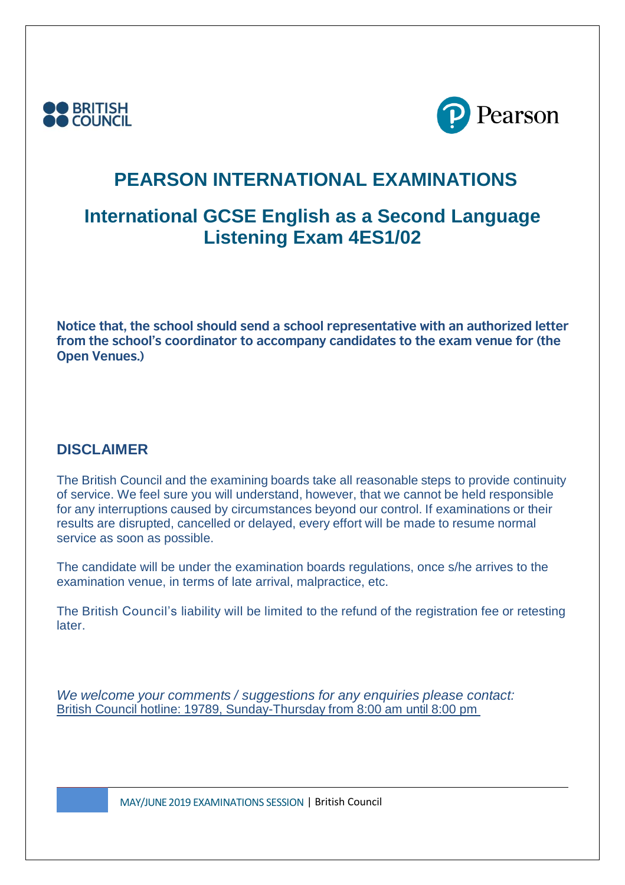# PEARSON INTERNATIONAL EXAMINATIONS

## International GCSE English as a Second Language Listening Exam 4ES1/02

**Notice that, the school should send a school representative with an authorized letter from the school's coordinator to accompany candidates to the exam venue for (the Open Venues.)**

### DISCLAIMER

The British Council and the examining boards take all reasonable steps to provide continuity of service. We feel sure you will understand, however, that we cannot be held responsible for any interruptions caused by circumstances beyond our control. If examinations or their results are disrupted, cancelled or delayed, every effort will be made to resume normal service as soon as possible.

The candidate will be under the examination boards regulations, once s/he arrives to the examination venue, in terms of late arrival, malpractice, etc.

The British Council's liability will be limited to the refund of the registration fee or retesting later.

*We welcome your comments / suggestions for any enquiries please contact:*
British Council hotline: 19789, Sunday-Thursday from 8:00 am until 8:00 pm